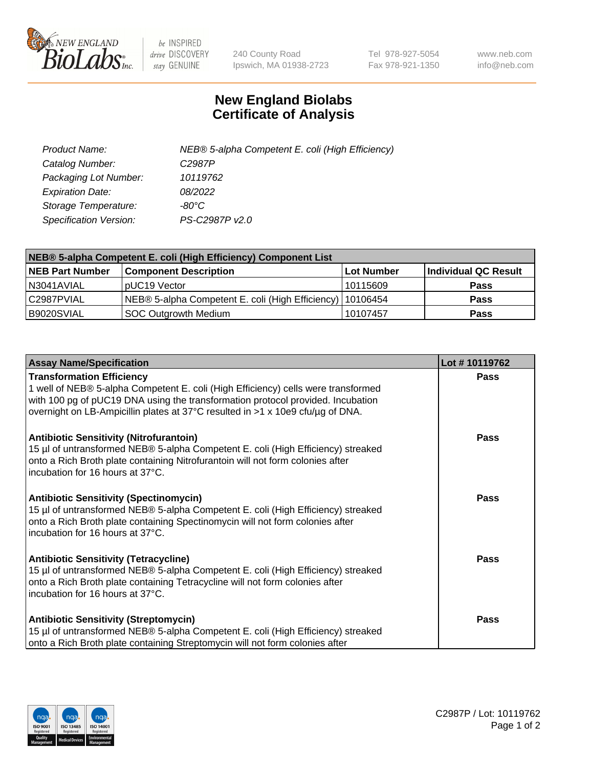# New England Biolabs
# Certificate of Analysis

| | |
|---|---|
| *Product Name:* | *NEB® 5-alpha Competent E. coli (High Efficiency)* |
| *Catalog Number:* | *C2987P* |
| *Packaging Lot Number:* | *10119762* |
| *Expiration Date:* | *08/2022* |
| *Storage Temperature:* | *-80°C* |
| *Specification Version:* | *PS-C2987P v2.0* |

| NEB® 5-alpha Competent E. coli (High Efficiency) Component List | | | |
|---|---|---|---|
| **NEB Part Number** | **Component Description** | **Lot Number** | **Individual QC Result** |
| N3041AVIAL | pUC19 Vector | 10115609 | **Pass** |
| C2987PVIAL | NEB® 5-alpha Competent E. coli (High Efficiency) | 10106454 | **Pass** |
| B9020SVIAL | SOC Outgrowth Medium | 10107457 | **Pass** |

| Assay Name/Specification | Lot # 10119762 |
|---|---|
| **Transformation Efficiency**<br>1 well of NEB® 5-alpha Competent E. coli (High Efficiency) cells were transformed with 100 pg of pUC19 DNA using the transformation protocol provided. Incubation overnight on LB-Ampicillin plates at 37°C resulted in >1 x 10e9 cfu/µg of DNA. | **Pass** |
| **Antibiotic Sensitivity (Nitrofurantoin)**<br>15 µl of untransformed NEB® 5-alpha Competent E. coli (High Efficiency) streaked onto a Rich Broth plate containing Nitrofurantoin will not form colonies after incubation for 16 hours at 37°C. | **Pass** |
| **Antibiotic Sensitivity (Spectinomycin)**<br>15 µl of untransformed NEB® 5-alpha Competent E. coli (High Efficiency) streaked onto a Rich Broth plate containing Spectinomycin will not form colonies after incubation for 16 hours at 37°C. | **Pass** |
| **Antibiotic Sensitivity (Tetracycline)**<br>15 µl of untransformed NEB® 5-alpha Competent E. coli (High Efficiency) streaked onto a Rich Broth plate containing Tetracycline will not form colonies after incubation for 16 hours at 37°C. | **Pass** |
| **Antibiotic Sensitivity (Streptomycin)**<br>15 µl of untransformed NEB® 5-alpha Competent E. coli (High Efficiency) streaked onto a Rich Broth plate containing Streptomycin will not form colonies after | **Pass** |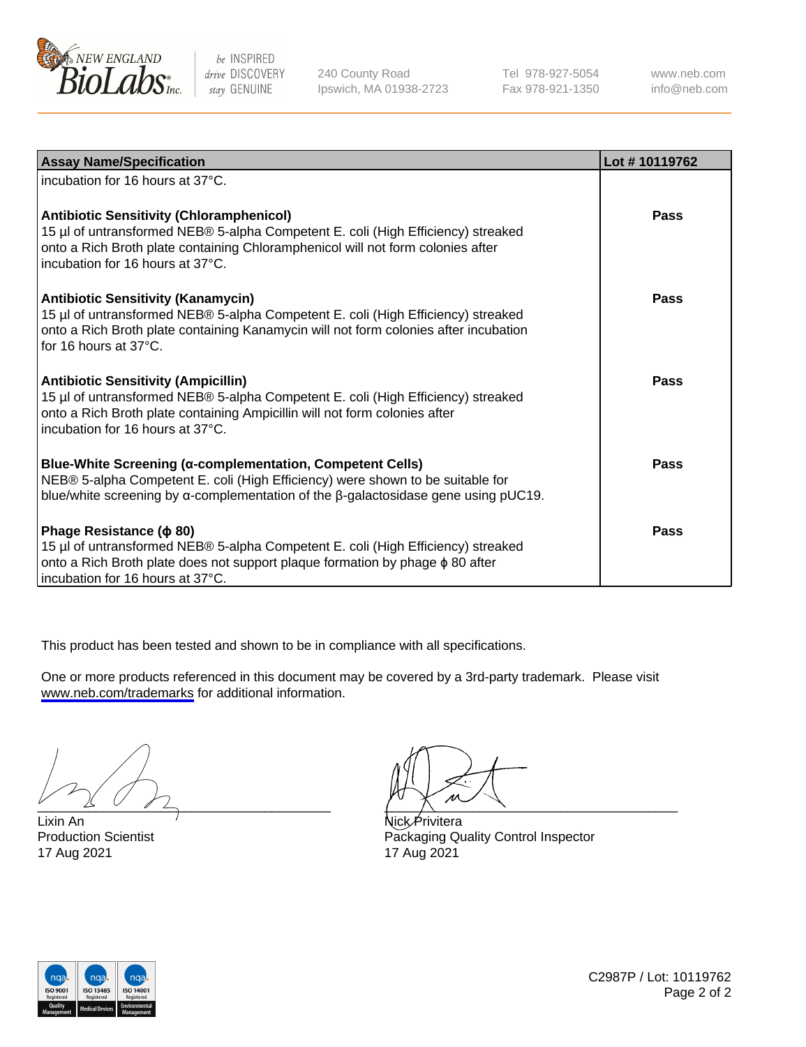| Assay Name/Specification | Lot # 10119762 |
| --- | --- |
| incubation for 16 hours at 37°C. | |
| **Antibiotic Sensitivity (Chloramphenicol)**<br>15 µl of untransformed NEB® 5-alpha Competent E. coli (High Efficiency) streaked onto a Rich Broth plate containing Chloramphenicol will not form colonies after incubation for 16 hours at 37°C. | Pass |
| **Antibiotic Sensitivity (Kanamycin)**<br>15 µl of untransformed NEB® 5-alpha Competent E. coli (High Efficiency) streaked onto a Rich Broth plate containing Kanamycin will not form colonies after incubation for 16 hours at 37°C. | Pass |
| **Antibiotic Sensitivity (Ampicillin)**<br>15 µl of untransformed NEB® 5-alpha Competent E. coli (High Efficiency) streaked onto a Rich Broth plate containing Ampicillin will not form colonies after incubation for 16 hours at 37°C. | Pass |
| **Blue-White Screening (α-complementation, Competent Cells)**<br>NEB® 5-alpha Competent E. coli (High Efficiency) were shown to be suitable for blue/white screening by α-complementation of the β-galactosidase gene using pUC19. | Pass |
| **Phage Resistance (ϕ 80)**<br>15 µl of untransformed NEB® 5-alpha Competent E. coli (High Efficiency) streaked onto a Rich Broth plate does not support plaque formation by phage ϕ 80 after incubation for 16 hours at 37°C. | Pass |

This product has been tested and shown to be in compliance with all specifications.

One or more products referenced in this document may be covered by a 3rd-party trademark. Please visit www.neb.com/trademarks for additional information.

Lixin An
Production Scientist
17 Aug 2021

Nick Privitera
Packaging Quality Control Inspector
17 Aug 2021

C2987P / Lot: 10119762